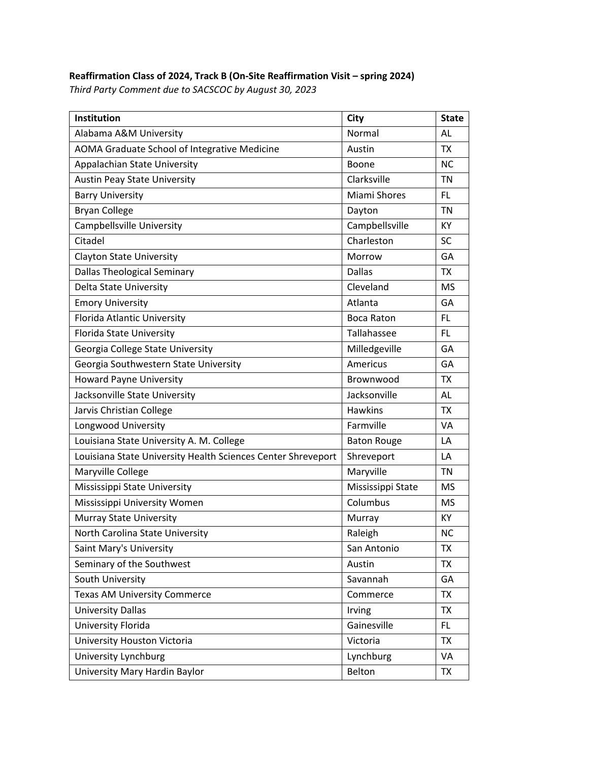**Reaffirmation Class of 2024, Track B (On-Site Reaffirmation Visit – spring 2024)**
*Third Party Comment due to SACSCOC by August 30, 2023*

| Institution | City | State |
|---|---|---|
| Alabama A&M University | Normal | AL |
| AOMA Graduate School of Integrative Medicine | Austin | TX |
| Appalachian State University | Boone | NC |
| Austin Peay State University | Clarksville | TN |
| Barry University | Miami Shores | FL |
| Bryan College | Dayton | TN |
| Campbellsville University | Campbellsville | KY |
| Citadel | Charleston | SC |
| Clayton State University | Morrow | GA |
| Dallas Theological Seminary | Dallas | TX |
| Delta State University | Cleveland | MS |
| Emory University | Atlanta | GA |
| Florida Atlantic University | Boca Raton | FL |
| Florida State University | Tallahassee | FL |
| Georgia College State University | Milledgeville | GA |
| Georgia Southwestern State University | Americus | GA |
| Howard Payne University | Brownwood | TX |
| Jacksonville State University | Jacksonville | AL |
| Jarvis Christian College | Hawkins | TX |
| Longwood University | Farmville | VA |
| Louisiana State University A. M. College | Baton Rouge | LA |
| Louisiana State University Health Sciences Center Shreveport | Shreveport | LA |
| Maryville College | Maryville | TN |
| Mississippi State University | Mississippi State | MS |
| Mississippi University Women | Columbus | MS |
| Murray State University | Murray | KY |
| North Carolina State University | Raleigh | NC |
| Saint Mary's University | San Antonio | TX |
| Seminary of the Southwest | Austin | TX |
| South University | Savannah | GA |
| Texas AM University Commerce | Commerce | TX |
| University Dallas | Irving | TX |
| University Florida | Gainesville | FL |
| University Houston Victoria | Victoria | TX |
| University Lynchburg | Lynchburg | VA |
| University Mary Hardin Baylor | Belton | TX |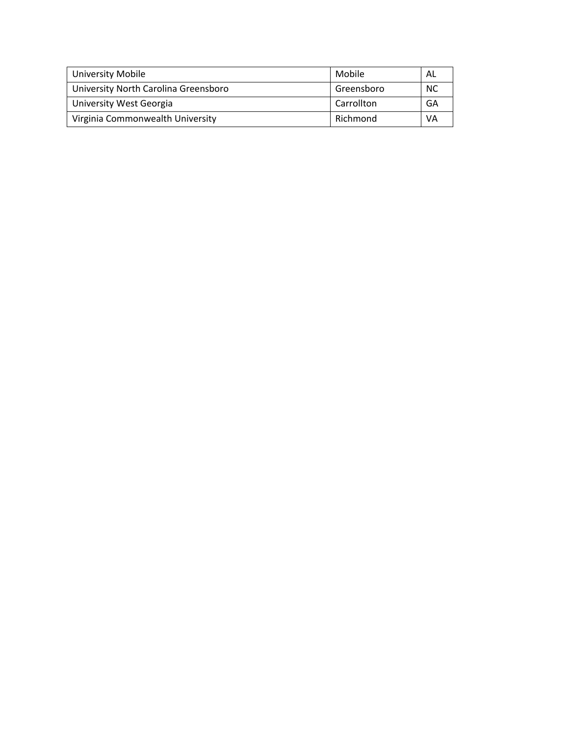| | | |
|---|---|---|
| University Mobile | Mobile | AL |
| University North Carolina Greensboro | Greensboro | NC |
| University West Georgia | Carrollton | GA |
| Virginia Commonwealth University | Richmond | VA |